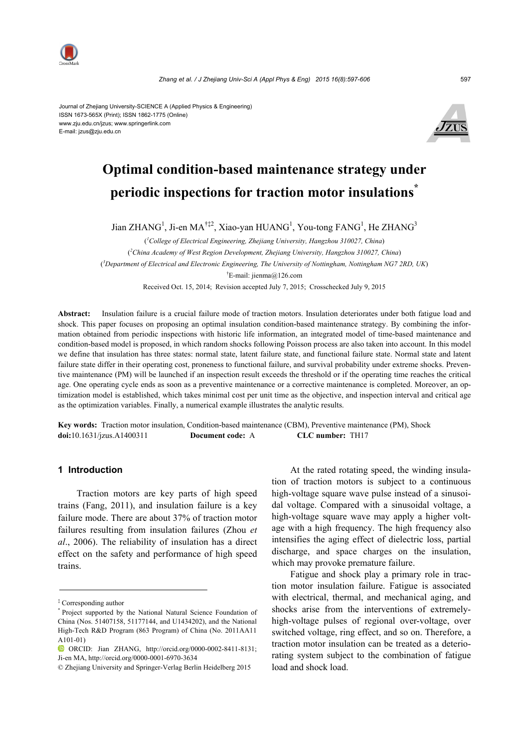Journal of Zhejiang University-SCIENCE A (Applied Physics & Engineering)
ISSN 1673-565X (Print); ISSN 1862-1775 (Online)
www.zju.edu.cn/jzus; www.springerlink.com
E-mail: jzus@zju.edu.cn

# Optimal condition-based maintenance strategy under periodic inspections for traction motor insulations*

Jian ZHANG[1], Ji-en MA[†‡2], Xiao-yan HUANG[1], You-tong FANG[1], He ZHANG[3]

([1]*College of Electrical Engineering, Zhejiang University, Hangzhou 310027, China*)

([2]*China Academy of West Region Development, Zhejiang University, Hangzhou 310027, China*)

([3]*Department of Electrical and Electronic Engineering, The University of Nottingham, Nottingham NG7 2RD, UK*)

[†]E-mail: jienma@126.com

Received Oct. 15, 2014; Revision accepted July 7, 2015; Crosschecked July 9, 2015

**Abstract:** Insulation failure is a crucial failure mode of traction motors. Insulation deteriorates under both fatigue load and shock. This paper focuses on proposing an optimal insulation condition-based maintenance strategy. By combining the information obtained from periodic inspections with historic life information, an integrated model of time-based maintenance and condition-based model is proposed, in which random shocks following Poisson process are also taken into account. In this model we define that insulation has three states: normal state, latent failure state, and functional failure state. Normal state and latent failure state differ in their operating cost, proneness to functional failure, and survival probability under extreme shocks. Preventive maintenance (PM) will be launched if an inspection result exceeds the threshold or if the operating time reaches the critical age. One operating cycle ends as soon as a preventive maintenance or a corrective maintenance is completed. Moreover, an optimization model is established, which takes minimal cost per unit time as the objective, and inspection interval and critical age as the optimization variables. Finally, a numerical example illustrates the analytic results.

**Key words:** Traction motor insulation, Condition-based maintenance (CBM), Preventive maintenance (PM), Shock
**doi:**10.1631/jzus.A1400311 **Document code:** A **CLC number:** TH17

## 1 Introduction

Traction motors are key parts of high speed trains (Fang, 2011), and insulation failure is a key failure mode. There are about 37% of traction motor failures resulting from insulation failures (Zhou *et al*., 2006). The reliability of insulation has a direct effect on the safety and performance of high speed trains.

At the rated rotating speed, the winding insulation of traction motors is subject to a continuous high-voltage square wave pulse instead of a sinusoidal voltage. Compared with a sinusoidal voltage, a high-voltage square wave may apply a higher voltage with a high frequency. The high frequency also intensifies the aging effect of dielectric loss, partial discharge, and space charges on the insulation, which may provoke premature failure.

Fatigue and shock play a primary role in traction motor insulation failure. Fatigue is associated with electrical, thermal, and mechanical aging, and shocks arise from the interventions of extremely-high-voltage pulses of regional over-voltage, over switched voltage, ring effect, and so on. Therefore, a traction motor insulation can be treated as a deteriorating system subject to the combination of fatigue load and shock load.

---

[‡] Corresponding author

[*] Project supported by the National Natural Science Foundation of China (Nos. 51407158, 51177144, and U1434202), and the National High-Tech R&D Program (863 Program) of China (No. 2011AA11A101-01)

ORCID: Jian ZHANG, http://orcid.org/0000-0002-8411-8131; Ji-en MA, http://orcid.org/0000-0001-6970-3634

© Zhejiang University and Springer-Verlag Berlin Heidelberg 2015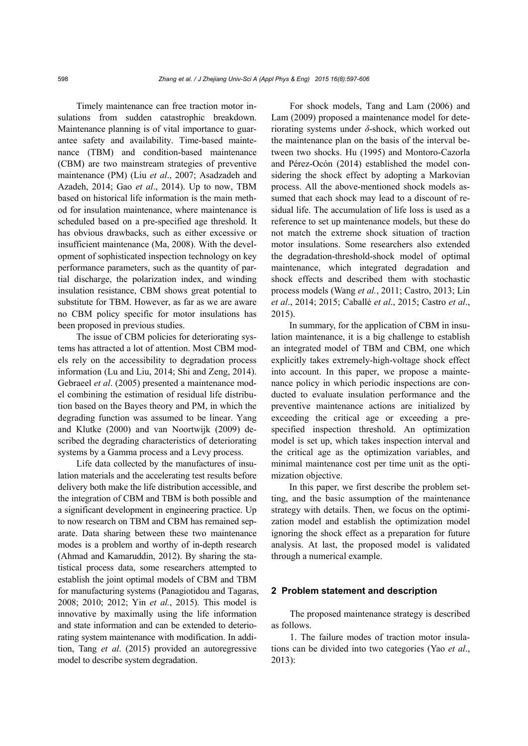Timely maintenance can free traction motor insulations from sudden catastrophic breakdown. Maintenance planning is of vital importance to guarantee safety and availability. Time-based maintenance (TBM) and condition-based maintenance (CBM) are two mainstream strategies of preventive maintenance (PM) (Liu *et al*., 2007; Asadzadeh and Azadeh, 2014; Gao *et al*., 2014). Up to now, TBM based on historical life information is the main method for insulation maintenance, where maintenance is scheduled based on a pre-specified age threshold. It has obvious drawbacks, such as either excessive or insufficient maintenance (Ma, 2008). With the development of sophisticated inspection technology on key performance parameters, such as the quantity of partial discharge, the polarization index, and winding insulation resistance, CBM shows great potential to substitute for TBM. However, as far as we are aware no CBM policy specific for motor insulations has been proposed in previous studies.

The issue of CBM policies for deteriorating systems has attracted a lot of attention. Most CBM models rely on the accessibility to degradation process information (Lu and Liu, 2014; Shi and Zeng, 2014). Gebraeel *et al*. (2005) presented a maintenance model combining the estimation of residual life distribution based on the Bayes theory and PM, in which the degrading function was assumed to be linear. Yang and Klutke (2000) and van Noortwijk (2009) described the degrading characteristics of deteriorating systems by a Gamma process and a Levy process.

Life data collected by the manufactures of insulation materials and the accelerating test results before delivery both make the life distribution accessible, and the integration of CBM and TBM is both possible and a significant development in engineering practice. Up to now research on TBM and CBM has remained separate. Data sharing between these two maintenance modes is a problem and worthy of in-depth research (Ahmad and Kamaruddin, 2012). By sharing the statistical process data, some researchers attempted to establish the joint optimal models of CBM and TBM for manufacturing systems (Panagiotidou and Tagaras, 2008; 2010; 2012; Yin *et al.*, 2015). This model is innovative by maximally using the life information and state information and can be extended to deteriorating system maintenance with modification. In addition, Tang *et al*. (2015) provided an autoregressive model to describe system degradation.

For shock models, Tang and Lam (2006) and Lam (2009) proposed a maintenance model for deteriorating systems under $\delta$-shock, which worked out the maintenance plan on the basis of the interval between two shocks. Hu (1995) and Montoro-Cazorla and Pérez-Ocón (2014) established the model considering the shock effect by adopting a Markovian process. All the above-mentioned shock models assumed that each shock may lead to a discount of residual life. The accumulation of life loss is used as a reference to set up maintenance models, but these do not match the extreme shock situation of traction motor insulations. Some researchers also extended the degradation-threshold-shock model of optimal maintenance, which integrated degradation and shock effects and described them with stochastic process models (Wang *et al.*, 2011; Castro, 2013; Lin *et al*., 2014; 2015; Caballé *et al*., 2015; Castro *et al*., 2015).

In summary, for the application of CBM in insulation maintenance, it is a big challenge to establish an integrated model of TBM and CBM, one which explicitly takes extremely-high-voltage shock effect into account. In this paper, we propose a maintenance policy in which periodic inspections are conducted to evaluate insulation performance and the preventive maintenance actions are initialized by exceeding the critical age or exceeding a pre-specified inspection threshold. An optimization model is set up, which takes inspection interval and the critical age as the optimization variables, and minimal maintenance cost per time unit as the optimization objective.

In this paper, we first describe the problem setting, and the basic assumption of the maintenance strategy with details. Then, we focus on the optimization model and establish the optimization model ignoring the shock effect as a preparation for future analysis. At last, the proposed model is validated through a numerical example.

## 2 Problem statement and description

The proposed maintenance strategy is described as follows.

1. The failure modes of traction motor insulations can be divided into two categories (Yao *et al*., 2013):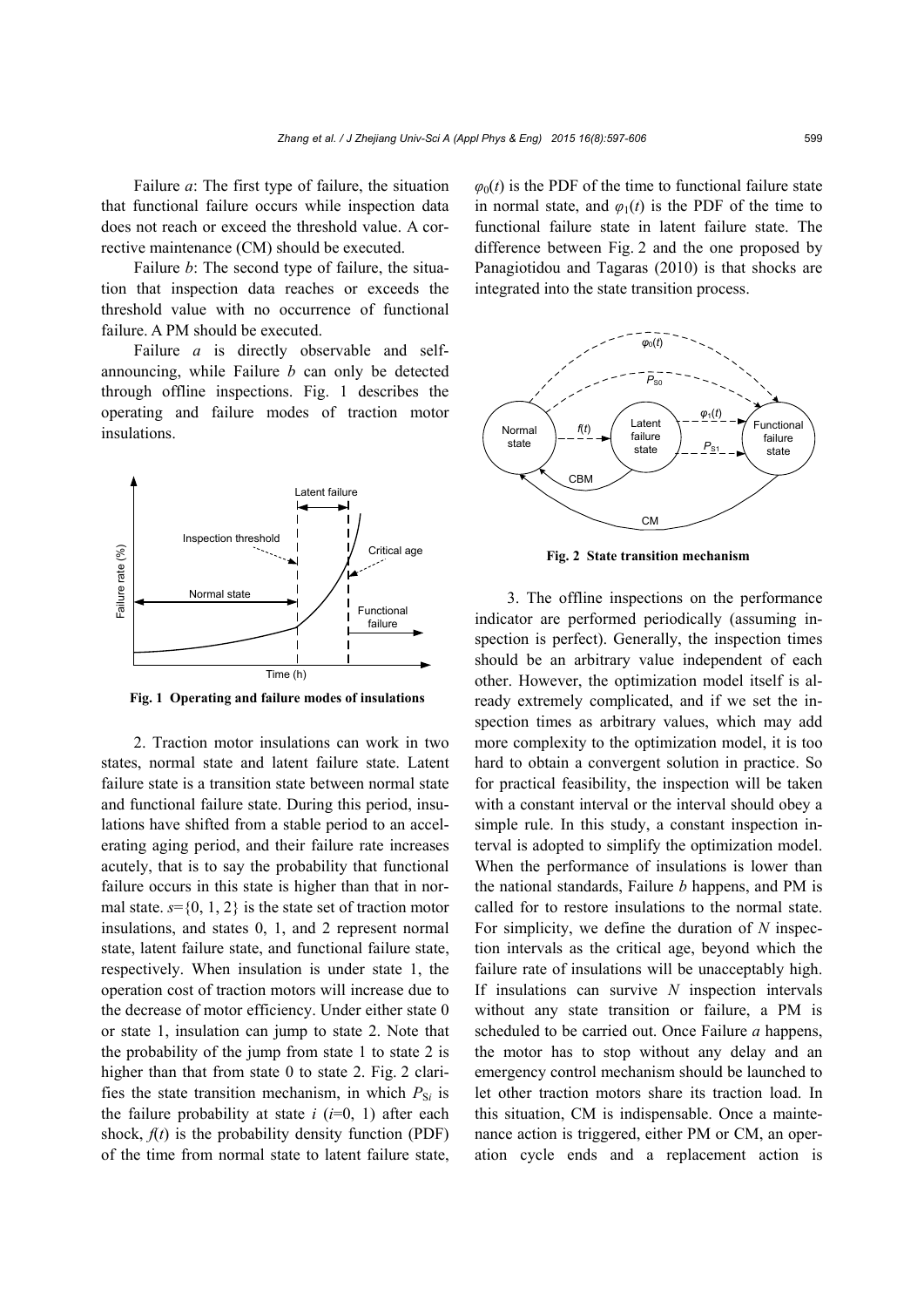Failure *a*: The first type of failure, the situation that functional failure occurs while inspection data does not reach or exceed the threshold value. A corrective maintenance (CM) should be executed.

Failure *b*: The second type of failure, the situation that inspection data reaches or exceeds the threshold value with no occurrence of functional failure. A PM should be executed.

Failure *a* is directly observable and self-announcing, while Failure *b* can only be detected through offline inspections. Fig. 1 describes the operating and failure modes of traction motor insulations.

**Fig. 1 Operating and failure modes of insulations**

2. Traction motor insulations can work in two states, normal state and latent failure state. Latent failure state is a transition state between normal state and functional failure state. During this period, insulations have shifted from a stable period to an accelerating aging period, and their failure rate increases acutely, that is to say the probability that functional failure occurs in this state is higher than that in normal state. $s=\{0, 1, 2\}$ is the state set of traction motor insulations, and states 0, 1, and 2 represent normal state, latent failure state, and functional failure state, respectively. When insulation is under state 1, the operation cost of traction motors will increase due to the decrease of motor efficiency. Under either state 0 or state 1, insulation can jump to state 2. Note that the probability of the jump from state 1 to state 2 is higher than that from state 0 to state 2. Fig. 2 clarifies the state transition mechanism, in which $P_{Si}$ is the failure probability at state $i$ ($i$=0, 1) after each shock, $f(t)$ is the probability density function (PDF) of the time from normal state to latent failure state, $\varphi_0(t)$ is the PDF of the time to functional failure state in normal state, and $\varphi_1(t)$ is the PDF of the time to functional failure state in latent failure state. The difference between Fig. 2 and the one proposed by Panagiotidou and Tagaras (2010) is that shocks are integrated into the state transition process.

**Fig. 2 State transition mechanism**

3. The offline inspections on the performance indicator are performed periodically (assuming inspection is perfect). Generally, the inspection times should be an arbitrary value independent of each other. However, the optimization model itself is already extremely complicated, and if we set the inspection times as arbitrary values, which may add more complexity to the optimization model, it is too hard to obtain a convergent solution in practice. So for practical feasibility, the inspection will be taken with a constant interval or the interval should obey a simple rule. In this study, a constant inspection interval is adopted to simplify the optimization model. When the performance of insulations is lower than the national standards, Failure *b* happens, and PM is called for to restore insulations to the normal state. For simplicity, we define the duration of $N$ inspection intervals as the critical age, beyond which the failure rate of insulations will be unacceptably high. If insulations can survive $N$ inspection intervals without any state transition or failure, a PM is scheduled to be carried out. Once Failure *a* happens, the motor has to stop without any delay and an emergency control mechanism should be launched to let other traction motors share its traction load. In this situation, CM is indispensable. Once a maintenance action is triggered, either PM or CM, an operation cycle ends and a replacement action is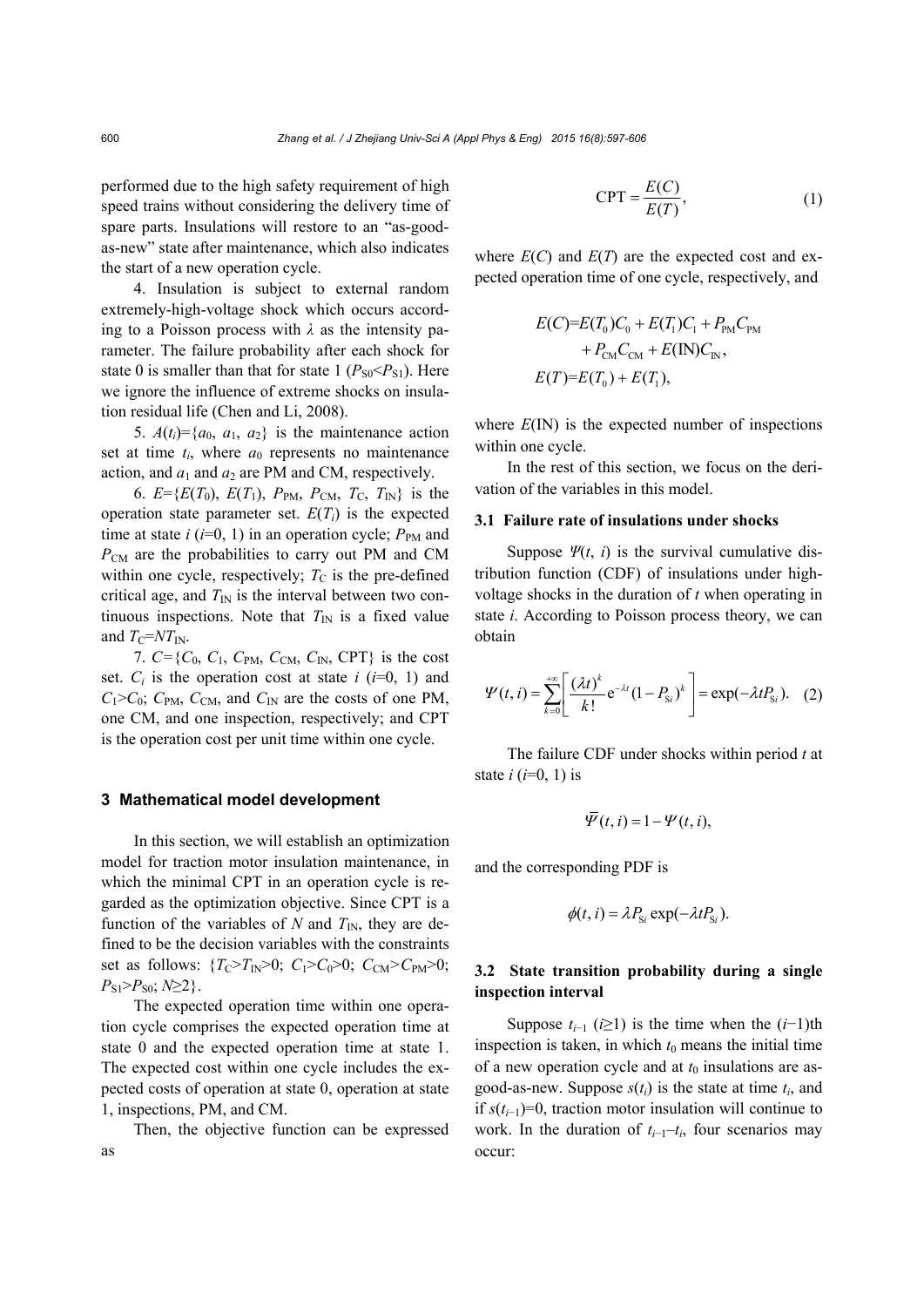performed due to the high safety requirement of high speed trains without considering the delivery time of spare parts. Insulations will restore to an "as-good-as-new" state after maintenance, which also indicates the start of a new operation cycle.

4. Insulation is subject to external random extremely-high-voltage shock which occurs according to a Poisson process with $\lambda$ as the intensity parameter. The failure probability after each shock for state 0 is smaller than that for state 1 ($P_{S0}<P_{S1}$). Here we ignore the influence of extreme shocks on insulation residual life (Chen and Li, 2008).

5. $A(t_i)=\{a_0, a_1, a_2\}$ is the maintenance action set at time $t_i$, where $a_0$ represents no maintenance action, and $a_1$ and $a_2$ are PM and CM, respectively.

6. $E=\{E(T_0), E(T_1), P_{PM}, P_{CM}, T_C, T_{IN}\}$ is the operation state parameter set. $E(T_i)$ is the expected time at state $i$ ($i$=0, 1) in an operation cycle; $P_{PM}$ and $P_{CM}$ are the probabilities to carry out PM and CM within one cycle, respectively; $T_C$ is the pre-defined critical age, and $T_{IN}$ is the interval between two continuous inspections. Note that $T_{IN}$ is a fixed value and $T_C=NT_{IN}$.

7. $C=\{C_0, C_1, C_{PM}, C_{CM}, C_{IN}, \text{CPT}\}$ is the cost set. $C_i$ is the operation cost at state $i$ ($i$=0, 1) and $C_1>C_0$; $C_{PM}$, $C_{CM}$, and $C_{IN}$ are the costs of one PM, one CM, and one inspection, respectively; and CPT is the operation cost per unit time within one cycle.

## 3 Mathematical model development

In this section, we will establish an optimization model for traction motor insulation maintenance, in which the minimal CPT in an operation cycle is regarded as the optimization objective. Since CPT is a function of the variables of $N$ and $T_{IN}$, they are defined to be the decision variables with the constraints set as follows: $\{T_C>T_{IN}>0;\ C_1>C_0>0;\ C_{CM}>C_{PM}>0;\ P_{S1}>P_{S0};\ N\geq 2\}$.

The expected operation time within one operation cycle comprises the expected operation time at state 0 and the expected operation time at state 1. The expected cost within one cycle includes the expected costs of operation at state 0, operation at state 1, inspections, PM, and CM.

Then, the objective function can be expressed as

$$\text{CPT}=\frac{E(C)}{E(T)}, \tag{1}$$

where $E(C)$ and $E(T)$ are the expected cost and expected operation time of one cycle, respectively, and

$$\begin{aligned} E(C)&=E(T_0)C_0+E(T_1)C_1+P_{PM}C_{PM} \\ &\quad +P_{CM}C_{CM}+E(\text{IN})C_{IN}, \\ E(T)&=E(T_0)+E(T_1), \end{aligned}$$

where $E(\text{IN})$ is the expected number of inspections within one cycle.

In the rest of this section, we focus on the derivation of the variables in this model.

### 3.1 Failure rate of insulations under shocks

Suppose $\Psi(t, i)$ is the survival cumulative distribution function (CDF) of insulations under high-voltage shocks in the duration of $t$ when operating in state $i$. According to Poisson process theory, we can obtain

$$\Psi(t,i)=\sum_{k=0}^{+\infty}\left[\frac{(\lambda t)^k}{k!}\mathrm{e}^{-\lambda t}(1-P_{Si})^k\right]=\exp(-\lambda t P_{Si}). \tag{2}$$

The failure CDF under shocks within period $t$ at state $i$ ($i$=0, 1) is

$$\overline{\Psi}(t,i)=1-\Psi(t,i),$$

and the corresponding PDF is

$$\phi(t,i)=\lambda P_{Si}\exp(-\lambda t P_{Si}).$$

### 3.2 State transition probability during a single inspection interval

Suppose $t_{i-1}$ ($i\geq 1$) is the time when the ($i-1$)th inspection is taken, in which $t_0$ means the initial time of a new operation cycle and at $t_0$ insulations are as-good-as-new. Suppose $s(t_i)$ is the state at time $t_i$, and if $s(t_{i-1})$=0, traction motor insulation will continue to work. In the duration of $t_{i-1}$–$t_i$, four scenarios may occur: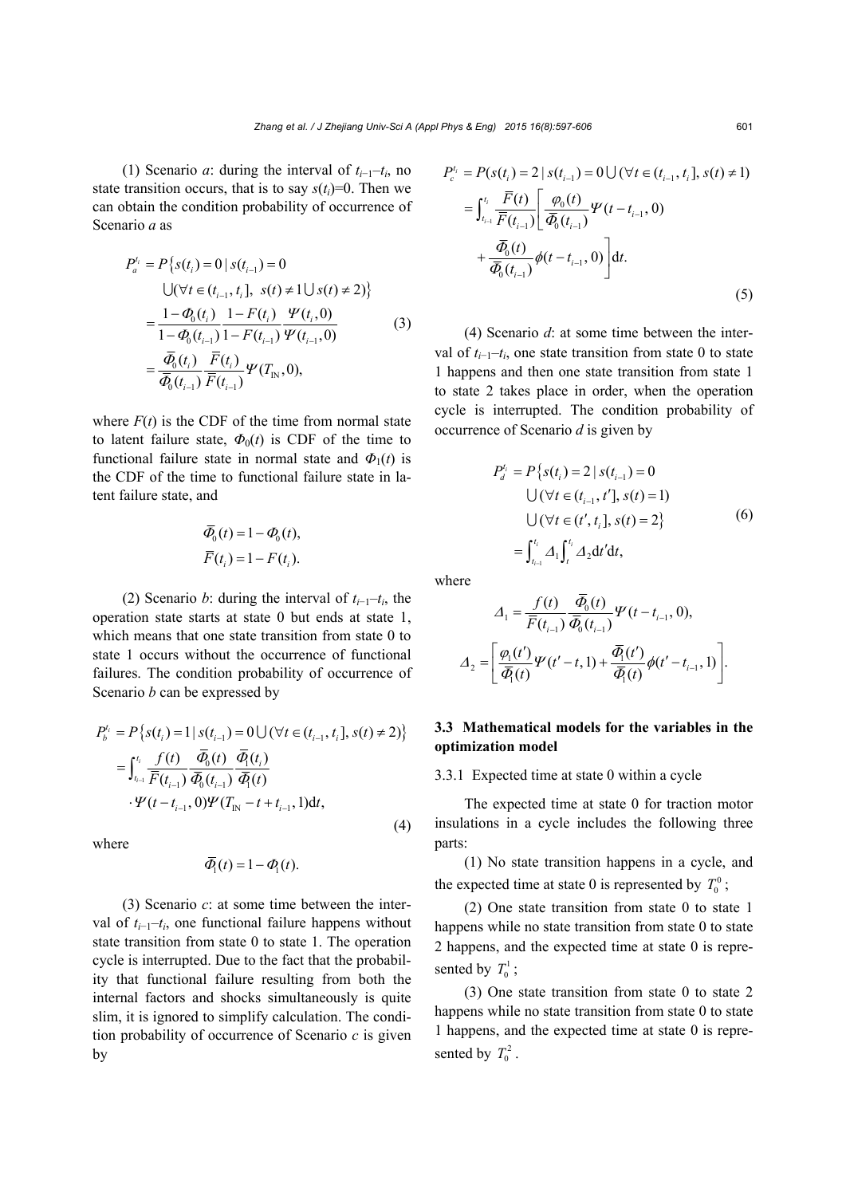(1) Scenario *a*: during the interval of $t_{i-1}$–$t_i$, no state transition occurs, that is to say $s(t_i)=0$. Then we can obtain the condition probability of occurrence of Scenario *a* as

$$
\begin{aligned}
P_a^{t_i} &= P\{s(t_i)=0 \mid s(t_{i-1})=0 \\
&\quad \bigcup (\forall t \in (t_{i-1}, t_i],\ s(t) \neq 1 \bigcup s(t) \neq 2)\} \\
&= \frac{1-\Phi_0(t_i)}{1-\Phi_0(t_{i-1})} \frac{1-F(t_i)}{1-F(t_{i-1})} \frac{\Psi(t_i, 0)}{\Psi(t_{i-1}, 0)} \\
&= \frac{\bar{\Phi}_0(t_i)}{\bar{\Phi}_0(t_{i-1})} \frac{\bar{F}(t_i)}{\bar{F}(t_{i-1})} \Psi(T_{\mathrm{IN}}, 0),
\end{aligned}
\tag{3}
$$

where $F(t)$ is the CDF of the time from normal state to latent failure state, $\Phi_0(t)$ is CDF of the time to functional failure state in normal state and $\Phi_1(t)$ is the CDF of the time to functional failure state in latent failure state, and

$$
\begin{aligned}
\bar{\Phi}_0(t) &= 1-\Phi_0(t), \\
\bar{F}(t_i) &= 1-F(t_i).
\end{aligned}
$$

(2) Scenario *b*: during the interval of $t_{i-1}$–$t_i$, the operation state starts at state 0 but ends at state 1, which means that one state transition from state 0 to state 1 occurs without the occurrence of functional failures. The condition probability of occurrence of Scenario *b* can be expressed by

$$
\begin{aligned}
P_b^{t_i} &= P\{s(t_i)=1 \mid s(t_{i-1})=0 \bigcup (\forall t \in (t_{i-1}, t_i], s(t) \neq 2)\} \\
&= \int_{t_{i-1}}^{t_i} \frac{f(t)}{\bar{F}(t_{i-1})} \frac{\bar{\Phi}_0(t)}{\bar{\Phi}_0(t_{i-1})} \frac{\bar{\Phi}_1(t_i)}{\bar{\Phi}_1(t)} \\
&\quad \cdot \Psi(t-t_{i-1}, 0) \Psi(T_{\mathrm{IN}}-t+t_{i-1}, 1) \mathrm{d}t,
\end{aligned}
\tag{4}
$$

where

$$
\bar{\Phi}_1(t) = 1-\Phi_1(t).
$$

(3) Scenario *c*: at some time between the interval of $t_{i-1}$–$t_i$, one functional failure happens without state transition from state 0 to state 1. The operation cycle is interrupted. Due to the fact that the probability that functional failure resulting from both the internal factors and shocks simultaneously is quite slim, it is ignored to simplify calculation. The condition probability of occurrence of Scenario *c* is given by

$$
\begin{aligned}
P_c^{t_i} &= P(s(t_i)=2 \mid s(t_{i-1})=0 \bigcup (\forall t \in (t_{i-1}, t_i], s(t) \neq 1) \\
&= \int_{t_{i-1}}^{t_i} \frac{\bar{F}(t)}{\bar{F}(t_{i-1})} \left[ \frac{\varphi_0(t)}{\bar{\Phi}_0(t_{i-1})} \Psi(t-t_{i-1}, 0) \right. \\
&\quad \left. + \frac{\bar{\Phi}_0(t)}{\bar{\Phi}_0(t_{i-1})} \phi(t-t_{i-1}, 0) \right] \mathrm{d}t.
\end{aligned}
\tag{5}
$$

(4) Scenario *d*: at some time between the interval of $t_{i-1}$–$t_i$, one state transition from state 0 to state 1 happens and then one state transition from state 1 to state 2 takes place in order, when the operation cycle is interrupted. The condition probability of occurrence of Scenario *d* is given by

$$
\begin{aligned}
P_d^{t_i} &= P\{s(t_i)=2 \mid s(t_{i-1})=0 \\
&\quad \bigcup (\forall t \in (t_{i-1}, t'], s(t)=1) \\
&\quad \bigcup (\forall t \in (t', t_i], s(t)=2\} \\
&= \int_{t_{i-1}}^{t_i} \Delta_1 \int_{t}^{t_i} \Delta_2 \mathrm{d}t' \mathrm{d}t,
\end{aligned}
\tag{6}
$$

where

$$
\Delta_1 = \frac{f(t)}{\bar{F}(t_{i-1})} \frac{\bar{\Phi}_0(t)}{\bar{\Phi}_0(t_{i-1})} \Psi(t-t_{i-1}, 0),
$$

$$
\Delta_2 = \left[ \frac{\varphi_1(t')}{\bar{\Phi}_1(t)} \Psi(t'-t, 1) + \frac{\bar{\Phi}_1(t')}{\bar{\Phi}_1(t)} \phi(t'-t_{i-1}, 1) \right].
$$

### 3.3 Mathematical models for the variables in the optimization model

#### 3.3.1 Expected time at state 0 within a cycle

The expected time at state 0 for traction motor insulations in a cycle includes the following three parts:

(1) No state transition happens in a cycle, and the expected time at state 0 is represented by $T_0^0$;

(2) One state transition from state 0 to state 1 happens while no state transition from state 0 to state 2 happens, and the expected time at state 0 is represented by $T_0^1$;

(3) One state transition from state 0 to state 2 happens while no state transition from state 0 to state 1 happens, and the expected time at state 0 is represented by $T_0^2$.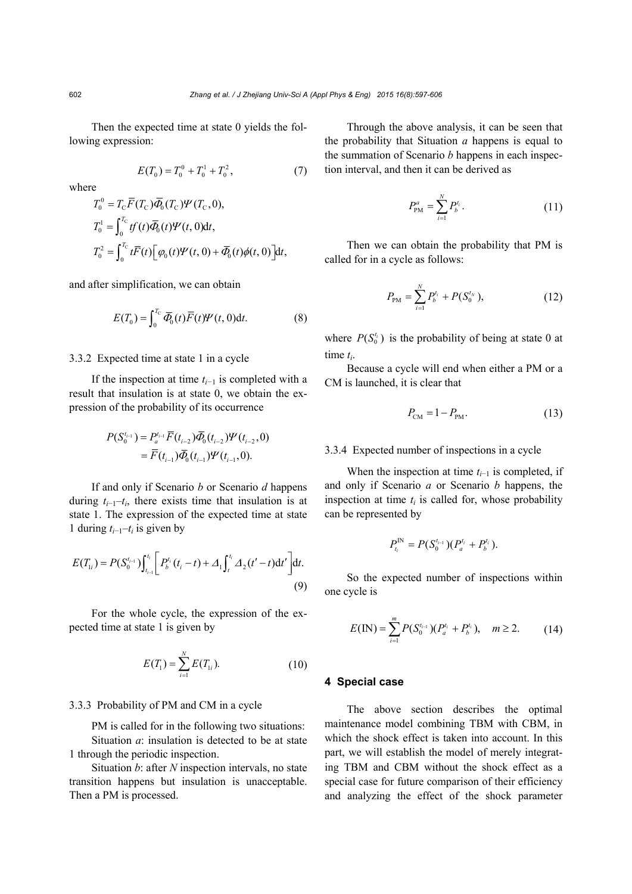Then the expected time at state 0 yields the following expression:

$$E(T_0) = T_0^0 + T_0^1 + T_0^2, \tag{7}$$

where

$$T_0^0 = T_\mathrm{C}\bar{F}(T_\mathrm{C})\bar{\Phi}_0(T_\mathrm{C})\Psi(T_\mathrm{C}, 0),$$

$$T_0^1 = \int_0^{T_\mathrm{C}} t f(t)\bar{\Phi}_0(t)\Psi(t, 0)\mathrm{d}t,$$

$$T_0^2 = \int_0^{T_\mathrm{C}} t\bar{F}(t)\left[\varphi_0(t)\Psi(t, 0) + \bar{\Phi}_0(t)\phi(t, 0)\right]\mathrm{d}t,$$

and after simplification, we can obtain

$$E(T_0) = \int_0^{T_\mathrm{C}} \bar{\Phi}_0(t)\bar{F}(t)\Psi(t, 0)\mathrm{d}t. \tag{8}$$

3.3.2 Expected time at state 1 in a cycle

If the inspection at time $t_{i-1}$ is completed with a result that insulation is at state 0, we obtain the expression of the probability of its occurrence

$$\begin{aligned} P(S_0^{t_{i-1}}) &= P_a^{t_{i-1}}\bar{F}(t_{i-2})\bar{\Phi}_0(t_{i-2})\Psi(t_{i-2}, 0) \\ &= \bar{F}(t_{i-1})\bar{\Phi}_0(t_{i-1})\Psi(t_{i-1}, 0). \end{aligned}$$

If and only if Scenario $b$ or Scenario $d$ happens during $t_{i-1}$–$t_i$, there exists time that insulation is at state 1. The expression of the expected time at state 1 during $t_{i-1}$–$t_i$ is given by

$$E(T_{1i}) = P(S_0^{t_{i-1}})\int_{t_{i-1}}^{t_i}\left[P_b^{t_i}(t_i - t) + \varDelta_1\int_t^{t_i}\varDelta_2(t' - t)\mathrm{d}t'\right]\mathrm{d}t. \tag{9}$$

For the whole cycle, the expression of the expected time at state 1 is given by

$$E(T_1) = \sum_{i=1}^{N} E(T_{1i}). \tag{10}$$

3.3.3 Probability of PM and CM in a cycle

PM is called for in the following two situations:

Situation $a$: insulation is detected to be at state 1 through the periodic inspection.

Situation $b$: after $N$ inspection intervals, no state transition happens but insulation is unacceptable. Then a PM is processed.

Through the above analysis, it can be seen that the probability that Situation $a$ happens is equal to the summation of Scenario $b$ happens in each inspection interval, and then it can be derived as

$$P_{\mathrm{PM}}^{a} = \sum_{i=1}^{N} P_b^{t_i}. \tag{11}$$

Then we can obtain the probability that PM is called for in a cycle as follows:

$$P_{\mathrm{PM}} = \sum_{i=1}^{N} P_b^{t_i} + P(S_0^{t_N}), \tag{12}$$

where $P(S_0^{t_i})$ is the probability of being at state 0 at time $t_i$.

Because a cycle will end when either a PM or a CM is launched, it is clear that

$$P_{\mathrm{CM}} = 1 - P_{\mathrm{PM}}. \tag{13}$$

3.3.4 Expected number of inspections in a cycle

When the inspection at time $t_{i-1}$ is completed, if and only if Scenario $a$ or Scenario $b$ happens, the inspection at time $t_i$ is called for, whose probability can be represented by

$$P_{t_i}^{\mathrm{IN}} = P(S_0^{t_{i-1}})(P_a^{t_i} + P_b^{t_i}).$$

So the expected number of inspections within one cycle is

$$E(\mathrm{IN}) = \sum_{i=1}^{m} P(S_0^{t_{i-1}})(P_a^{t_i} + P_b^{t_i}), \quad m \geq 2. \tag{14}$$

## 4 Special case

The above section describes the optimal maintenance model combining TBM with CBM, in which the shock effect is taken into account. In this part, we will establish the model of merely integrating TBM and CBM without the shock effect as a special case for future comparison of their efficiency and analyzing the effect of the shock parameter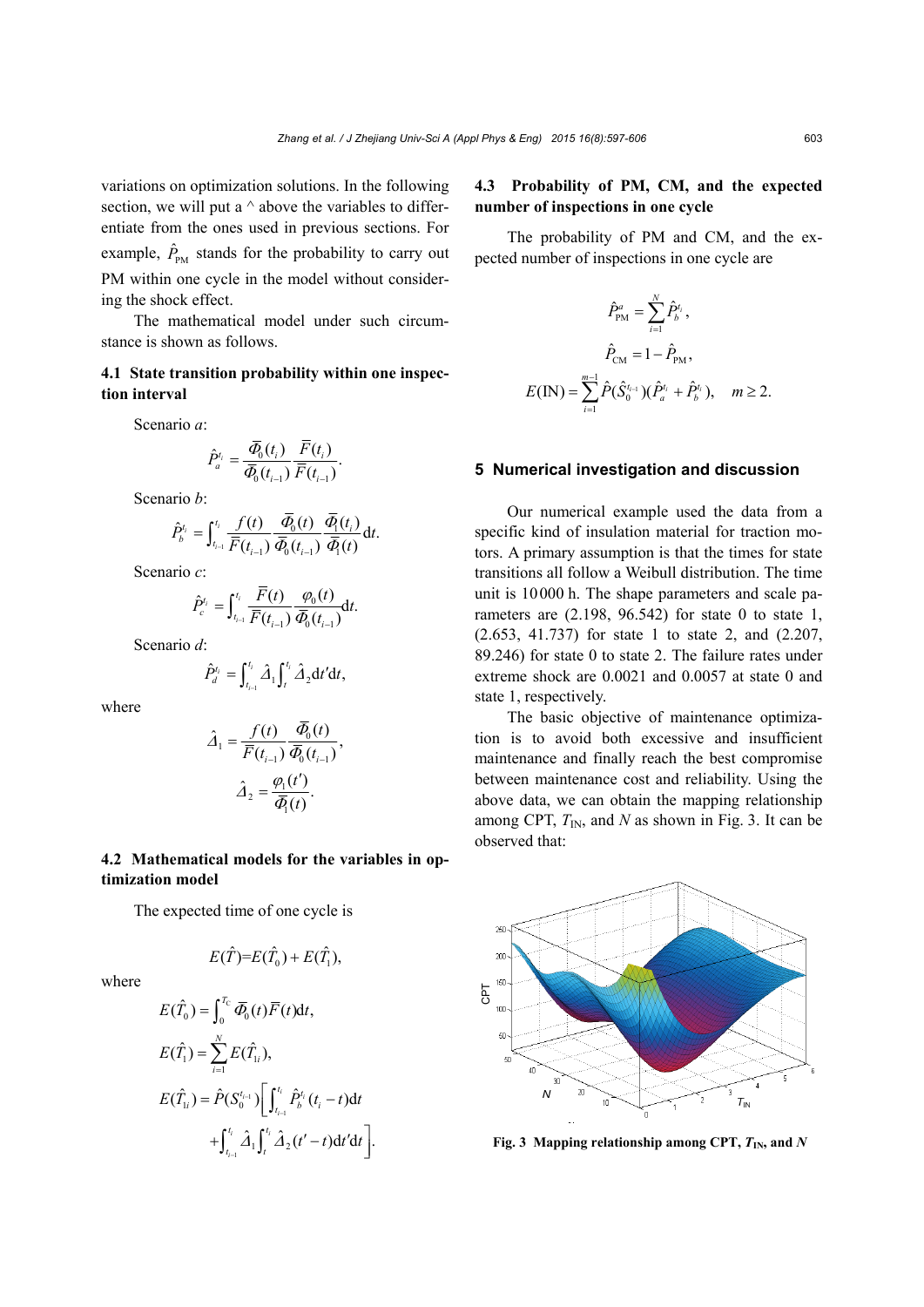variations on optimization solutions. In the following section, we will put a ^ above the variables to differentiate from the ones used in previous sections. For example, $\hat{P}_{\text{PM}}$ stands for the probability to carry out PM within one cycle in the model without considering the shock effect.

The mathematical model under such circumstance is shown as follows.

### 4.1 State transition probability within one inspection interval

Scenario *a*:

$$\hat{P}_a^{t_i} = \frac{\bar{\Phi}_0(t_i)}{\bar{\Phi}_0(t_{i-1})} \frac{\bar{F}(t_i)}{\bar{F}(t_{i-1})}.$$

Scenario *b*:

$$\hat{P}_b^{t_i} = \int_{t_{i-1}}^{t_i} \frac{f(t)}{\bar{F}(t_{i-1})} \frac{\bar{\Phi}_0(t)}{\bar{\Phi}_0(t_{i-1})} \frac{\bar{\Phi}_1(t_i)}{\bar{\Phi}_1(t)} \text{d}t.$$

Scenario *c*:

$$\hat{P}_c^{t_i} = \int_{t_{i-1}}^{t_i} \frac{\bar{F}(t)}{\bar{F}(t_{i-1})} \frac{\varphi_0(t)}{\bar{\Phi}_0(t_{i-1})} \text{d}t.$$

Scenario *d*:

$$\hat{P}_d^{t_i} = \int_{t_{i-1}}^{t_i} \hat{\Delta}_1 \int_t^{t_i} \hat{\Delta}_2 \text{d}t' \text{d}t,$$

where

$$\hat{\Delta}_1 = \frac{f(t)}{\bar{F}(t_{i-1})} \frac{\bar{\Phi}_0(t)}{\bar{\Phi}_0(t_{i-1})},$$

$$\hat{\Delta}_2 = \frac{\varphi_1(t')}{\bar{\Phi}_1(t)}.$$

### 4.2 Mathematical models for the variables in optimization model

The expected time of one cycle is

$$E(\hat{T}) = E(\hat{T}_0) + E(\hat{T}_1),$$

where

$$E(\hat{T}_0) = \int_0^{T_{\text{C}}} \bar{\Phi}_0(t) \bar{F}(t) \text{d}t,$$

$$E(\hat{T}_1) = \sum_{i=1}^{N} E(\hat{T}_{1i}),$$

$$E(\hat{T}_{1i}) = \hat{P}(S_0^{t_{i-1}}) \left[ \int_{t_{i-1}}^{t_i} \hat{P}_b^{t_i} (t_i - t) \text{d}t + \int_{t_{i-1}}^{t_i} \hat{\Delta}_1 \int_t^{t_i} \hat{\Delta}_2 (t' - t) \text{d}t' \text{d}t \right].$$

### 4.3 Probability of PM, CM, and the expected number of inspections in one cycle

The probability of PM and CM, and the expected number of inspections in one cycle are

$$\hat{P}_{\text{PM}}^a = \sum_{i=1}^{N} \hat{P}_b^{t_i},$$

$$\hat{P}_{\text{CM}} = 1 - \hat{P}_{\text{PM}},$$

$$E(\text{IN}) = \sum_{i=1}^{m-1} \hat{P}(\hat{S}_0^{t_{i-1}})(\hat{P}_a^{t_i} + \hat{P}_b^{t_i}), \quad m \geq 2.$$

## 5 Numerical investigation and discussion

Our numerical example used the data from a specific kind of insulation material for traction motors. A primary assumption is that the times for state transitions all follow a Weibull distribution. The time unit is 10000 h. The shape parameters and scale parameters are (2.198, 96.542) for state 0 to state 1, (2.653, 41.737) for state 1 to state 2, and (2.207, 89.246) for state 0 to state 2. The failure rates under extreme shock are 0.0021 and 0.0057 at state 0 and state 1, respectively.

The basic objective of maintenance optimization is to avoid both excessive and insufficient maintenance and finally reach the best compromise between maintenance cost and reliability. Using the above data, we can obtain the mapping relationship among CPT, $T_{\text{IN}}$, and $N$ as shown in Fig. 3. It can be observed that:

**Fig. 3 Mapping relationship among CPT, $T_{\text{IN}}$, and $N$**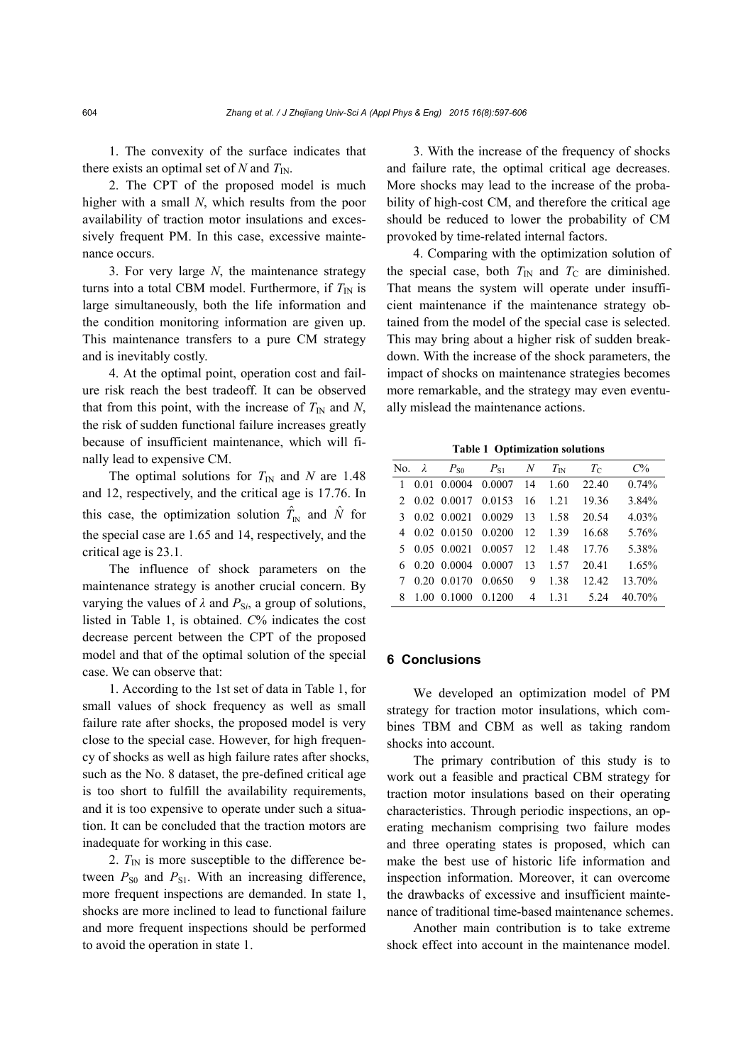1. The convexity of the surface indicates that there exists an optimal set of $N$ and $T_{IN}$.

2. The CPT of the proposed model is much higher with a small $N$, which results from the poor availability of traction motor insulations and excessively frequent PM. In this case, excessive maintenance occurs.

3. For very large $N$, the maintenance strategy turns into a total CBM model. Furthermore, if $T_{IN}$ is large simultaneously, both the life information and the condition monitoring information are given up. This maintenance transfers to a pure CM strategy and is inevitably costly.

4. At the optimal point, operation cost and failure risk reach the best tradeoff. It can be observed that from this point, with the increase of $T_{IN}$ and $N$, the risk of sudden functional failure increases greatly because of insufficient maintenance, which will finally lead to expensive CM.

The optimal solutions for $T_{IN}$ and $N$ are 1.48 and 12, respectively, and the critical age is 17.76. In this case, the optimization solution $\hat{T}_{IN}$ and $\hat{N}$ for the special case are 1.65 and 14, respectively, and the critical age is 23.1.

The influence of shock parameters on the maintenance strategy is another crucial concern. By varying the values of $\lambda$ and $P_{Si}$, a group of solutions, listed in Table 1, is obtained. $C$% indicates the cost decrease percent between the CPT of the proposed model and that of the optimal solution of the special case. We can observe that:

1. According to the 1st set of data in Table 1, for small values of shock frequency as well as small failure rate after shocks, the proposed model is very close to the special case. However, for high frequency of shocks as well as high failure rates after shocks, such as the No. 8 dataset, the pre-defined critical age is too short to fulfill the availability requirements, and it is too expensive to operate under such a situation. It can be concluded that the traction motors are inadequate for working in this case.

2. $T_{IN}$ is more susceptible to the difference between $P_{S0}$ and $P_{S1}$. With an increasing difference, more frequent inspections are demanded. In state 1, shocks are more inclined to lead to functional failure and more frequent inspections should be performed to avoid the operation in state 1.

3. With the increase of the frequency of shocks and failure rate, the optimal critical age decreases. More shocks may lead to the increase of the probability of high-cost CM, and therefore the critical age should be reduced to lower the probability of CM provoked by time-related internal factors.

4. Comparing with the optimization solution of the special case, both $T_{IN}$ and $T_C$ are diminished. That means the system will operate under insufficient maintenance if the maintenance strategy obtained from the model of the special case is selected. This may bring about a higher risk of sudden breakdown. With the increase of the shock parameters, the impact of shocks on maintenance strategies becomes more remarkable, and the strategy may even eventually mislead the maintenance actions.

**Table 1 Optimization solutions**

| No. | $\lambda$ | $P_{S0}$ | $P_{S1}$ | $N$ | $T_{IN}$ | $T_C$ | $C$% |
|---|---|---|---|---|---|---|---|
| 1 | 0.01 | 0.0004 | 0.0007 | 14 | 1.60 | 22.40 | 0.74% |
| 2 | 0.02 | 0.0017 | 0.0153 | 16 | 1.21 | 19.36 | 3.84% |
| 3 | 0.02 | 0.0021 | 0.0029 | 13 | 1.58 | 20.54 | 4.03% |
| 4 | 0.02 | 0.0150 | 0.0200 | 12 | 1.39 | 16.68 | 5.76% |
| 5 | 0.05 | 0.0021 | 0.0057 | 12 | 1.48 | 17.76 | 5.38% |
| 6 | 0.20 | 0.0004 | 0.0007 | 13 | 1.57 | 20.41 | 1.65% |
| 7 | 0.20 | 0.0170 | 0.0650 | 9 | 1.38 | 12.42 | 13.70% |
| 8 | 1.00 | 0.1000 | 0.1200 | 4 | 1.31 | 5.24 | 40.70% |

## 6 Conclusions

We developed an optimization model of PM strategy for traction motor insulations, which combines TBM and CBM as well as taking random shocks into account.

The primary contribution of this study is to work out a feasible and practical CBM strategy for traction motor insulations based on their operating characteristics. Through periodic inspections, an operating mechanism comprising two failure modes and three operating states is proposed, which can make the best use of historic life information and inspection information. Moreover, it can overcome the drawbacks of excessive and insufficient maintenance of traditional time-based maintenance schemes.

Another main contribution is to take extreme shock effect into account in the maintenance model.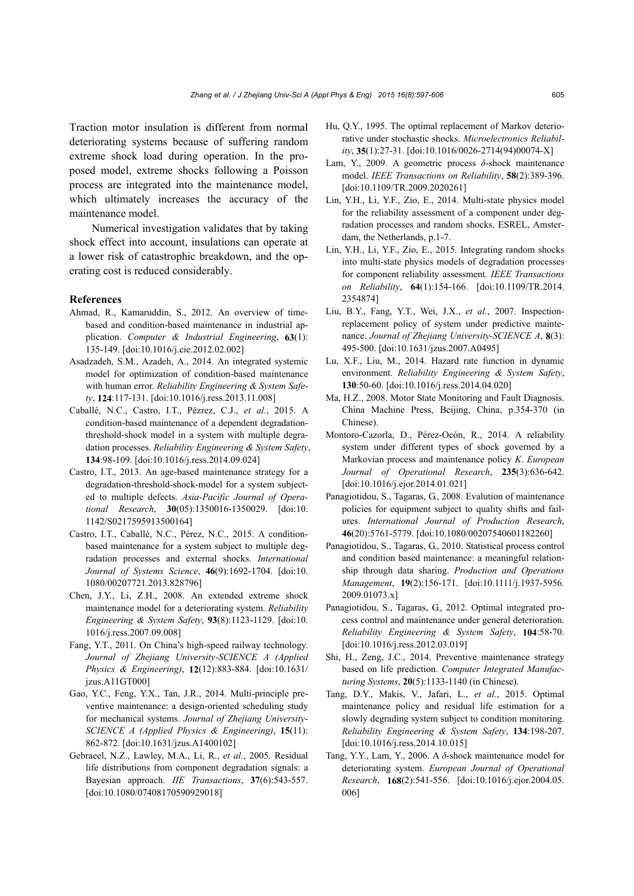Traction motor insulation is different from normal deteriorating systems because of suffering random extreme shock load during operation. In the proposed model, extreme shocks following a Poisson process are integrated into the maintenance model, which ultimately increases the accuracy of the maintenance model.

Numerical investigation validates that by taking shock effect into account, insulations can operate at a lower risk of catastrophic breakdown, and the operating cost is reduced considerably.

## References

Ahmad, R., Kamaruddin, S., 2012. An overview of time-based and condition-based maintenance in industrial application. *Computer & Industrial Engineering*, **63**(1): 135-149. [doi:10.1016/j.cie.2012.02.002]

Asadzadeh, S.M., Azadeh, A., 2014. An integrated systemic model for optimization of condition-based maintenance with human error. *Reliability Engineering & System Safety*, **124**:117-131. [doi:10.1016/j.ress.2013.11.008]

Caballé, N.C., Castro, I.T., Pézrez, C.J., *et al.*, 2015. A condition-based maintenance of a dependent degradation-threshold-shock model in a system with multiple degradation processes. *Reliability Engineering & System Safety*, **134**:98-109. [doi:10.1016/j.ress.2014.09.024]

Castro, I.T., 2013. An age-based maintenance strategy for a degradation-threshold-shock-model for a system subjected to multiple defects. *Asia-Pacific Journal of Operational Research*, **30**(05):1350016-1350029. [doi:10.1142/S0217595913500164]

Castro, I.T., Caballé, N.C., Pérez, N.C., 2015. A condition-based maintenance for a system subject to multiple degradation processes and external shocks. *International Journal of Systems Science*, **46**(9):1692-1704. [doi:10.1080/00207721.2013.828796]

Chen, J.Y., Li, Z.H., 2008. An extended extreme shock maintenance model for a deteriorating system. *Reliability Engineering & System Safety*, **93**(8):1123-1129. [doi:10.1016/j.ress.2007.09.008]

Fang, Y.T., 2011. On China's high-speed railway technology. *Journal of Zhejiang University-SCIENCE A (Applied Physics & Engineering)*, **12**(12):883-884. [doi:10.1631/jzus.A11GT000]

Gao, Y.C., Feng, Y.X., Tan, J.R., 2014. Multi-principle preventive maintenance: a design-oriented scheduling study for mechanical systems. *Journal of Zhejiang University-SCIENCE A (Applied Physics & Engineering)*, **15**(11): 862-872. [doi:10.1631/jzus.A1400102]

Gebraeel, N.Z., Lawley, M.A., Li, R., *et al.*, 2005. Residual life distributions from component degradation signals: a Bayesian approach. *IIE Transactions*, **37**(6):543-557. [doi:10.1080/07408170590929018]

Hu, Q.Y., 1995. The optimal replacement of Markov deteriorative under stochastic shocks. *Microelectronics Reliability*, **35**(1):27-31. [doi:10.1016/0026-2714(94)00074-X]

Lam, Y., 2009. A geometric process $\delta$-shock maintenance model. *IEEE Transactions on Reliability*, **58**(2):389-396. [doi:10.1109/TR.2009.2020261]

Lin, Y.H., Li, Y.F., Zio, E., 2014. Multi-state physics model for the reliability assessment of a component under degradation processes and random shocks. ESREL, Amsterdam, the Netherlands, p.1-7.

Lin, Y.H., Li, Y.F., Zio, E., 2015. Integrating random shocks into multi-state physics models of degradation processes for component reliability assessment. *IEEE Transactions on Reliability*, **64**(1):154-166. [doi:10.1109/TR.2014.2354874]

Liu, B.Y., Fang, Y.T., Wei, J.X., *et al.*, 2007. Inspection-replacement policy of system under predictive maintenance. *Journal of Zhejiang University-SCIENCE A*, **8**(3): 495-500. [doi:10.1631/jzus.2007.A0495]

Lu, X.F., Liu, M., 2014. Hazard rate function in dynamic environment. *Reliability Engineering & System Safety*, **130**:50-60. [doi:10.1016/j.ress.2014.04.020]

Ma, H.Z., 2008. Motor State Monitoring and Fault Diagnosis. China Machine Press, Beijing, China, p.354-370 (in Chinese).

Montoro-Cazorla, D., Pérez-Ocón, R., 2014. A reliability system under different types of shock governed by a Markovian process and maintenance policy *K*. *European Journal of Operational Research*, **235**(3):636-642. [doi:10.1016/j.ejor.2014.01.021]

Panagiotidou, S., Tagaras, G., 2008. Evalution of maintenance policies for equipment subject to quality shifts and failures. *International Journal of Production Research*, **46**(20):5761-5779. [doi:10.1080/00207540601182260]

Panagiotidou, S., Tagaras, G., 2010. Statistical process control and condition based maintenance: a meaningful relationship through data sharing. *Production and Operations Management*, **19**(2):156-171. [doi:10.1111/j.1937-5956.2009.01073.x]

Panagiotidou, S., Tagaras, G., 2012. Optimal integrated process control and maintenance under general deterioration. *Reliability Engineering & System Safety*, **104**:58-70. [doi:10.1016/j.ress.2012.03.019]

Shi, H., Zeng, J.C., 2014. Preventive maintenance strategy based on life prediction. *Computer Integrated Manufacturing Systems*, **20**(5):1133-1140 (in Chinese).

Tang, D.Y., Makis, V., Jafari, L., *et al.*, 2015. Optimal maintenance policy and residual life estimation for a slowly degrading system subject to condition monitoring. *Reliability Engineering & System Safety*, **134**:198-207. [doi:10.1016/j.ress.2014.10.015]

Tang, Y.Y., Lam, Y., 2006. A $\delta$-shock maintenance model for deteriorating system. *European Journal of Operational Research*, **168**(2):541-556. [doi:10.1016/j.ejor.2004.05.006]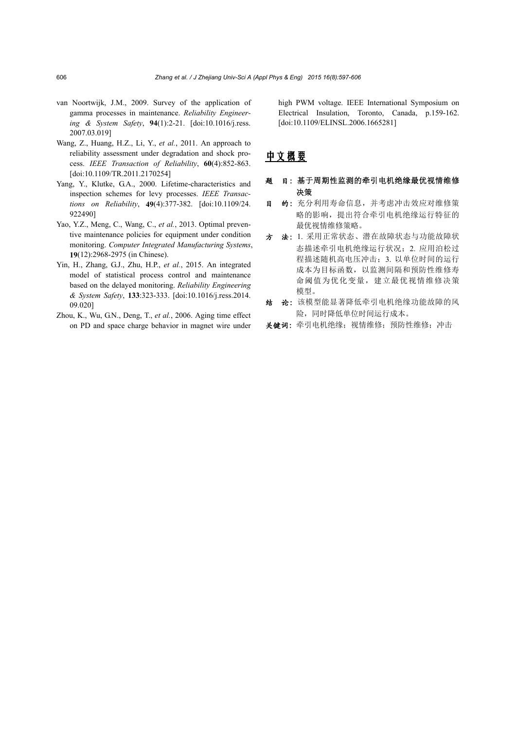van Noortwijk, J.M., 2009. Survey of the application of gamma processes in maintenance. *Reliability Engineering & System Safety*, **94**(1):2-21. [doi:10.1016/j.ress.2007.03.019]

Wang, Z., Huang, H.Z., Li, Y., *et al.*, 2011. An approach to reliability assessment under degradation and shock process. *IEEE Transaction of Reliability*, **60**(4):852-863. [doi:10.1109/TR.2011.2170254]

Yang, Y., Klutke, G.A., 2000. Lifetime-characteristics and inspection schemes for levy processes. *IEEE Transactions on Reliability*, **49**(4):377-382. [doi:10.1109/24.922490]

Yao, Y.Z., Meng, C., Wang, C., *et al.*, 2013. Optimal preventive maintenance policies for equipment under condition monitoring. *Computer Integrated Manufacturing Systems*, **19**(12):2968-2975 (in Chinese).

Yin, H., Zhang, G.J., Zhu, H.P., *et al.*, 2015. An integrated model of statistical process control and maintenance based on the delayed monitoring. *Reliability Engineering & System Safety*, **133**:323-333. [doi:10.1016/j.ress.2014.09.020]

Zhou, K., Wu, G.N., Deng, T., *et al.*, 2006. Aging time effect on PD and space charge behavior in magnet wire under high PWM voltage. IEEE International Symposium on Electrical Insulation, Toronto, Canada, p.159-162. [doi:10.1109/ELINSL.2006.1665281]

## 中文概要

**题　目：基于周期性监测的牵引电机绝缘最优视情维修决策**

**目　的：** 充分利用寿命信息，并考虑冲击效应对维修策略的影响，提出符合牵引电机绝缘运行特征的最优视情维修策略。

**方　法：** 1. 采用正常状态、潜在故障状态与功能故障状态描述牵引电机绝缘运行状况；2. 应用泊松过程描述随机高电压冲击；3. 以单位时间的运行成本为目标函数，以监测间隔和预防性维修寿命阈值为优化变量，建立最优视情维修决策模型。

**结　论：** 该模型能显著降低牵引电机绝缘功能故障的风险，同时降低单位时间运行成本。

**关键词：** 牵引电机绝缘；视情维修；预防性维修；冲击